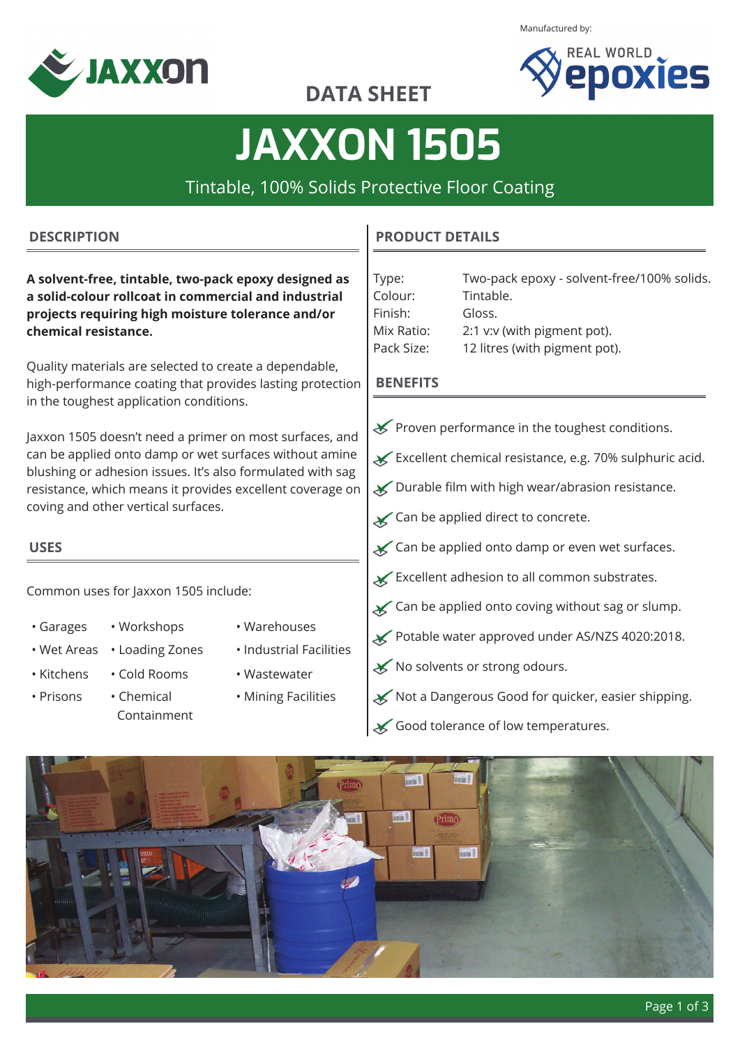Manufactured by:

## DATA SHEET

# JAXXON 1505

Tintable, 100% Solids Protective Floor Coating

## DESCRIPTION

**A solvent-free, tintable, two-pack epoxy designed as a solid-colour rollcoat in commercial and industrial projects requiring high moisture tolerance and/or chemical resistance.**

Quality materials are selected to create a dependable, high-performance coating that provides lasting protection in the toughest application conditions.

Jaxxon 1505 doesn't need a primer on most surfaces, and can be applied onto damp or wet surfaces without amine blushing or adhesion issues. It's also formulated with sag resistance, which means it provides excellent coverage on coving and other vertical surfaces.

## USES

Common uses for Jaxxon 1505 include:

- Garages
- Wet Areas
- Kitchens
- Prisons
- Workshops
- Loading Zones
- Cold Rooms
- Chemical Containment
- Warehouses
- Industrial Facilities
- Wastewater
- Mining Facilities

## PRODUCT DETAILS

| | |
|---|---|
| Type: | Two-pack epoxy - solvent-free/100% solids. |
| Colour: | Tintable. |
| Finish: | Gloss. |
| Mix Ratio: | 2:1 v:v (with pigment pot). |
| Pack Size: | 12 litres (with pigment pot). |

## BENEFITS

- Proven performance in the toughest conditions.
- Excellent chemical resistance, e.g. 70% sulphuric acid.
- Durable film with high wear/abrasion resistance.
- Can be applied direct to concrete.
- Can be applied onto damp or even wet surfaces.
- Excellent adhesion to all common substrates.
- Can be applied onto coving without sag or slump.
- Potable water approved under AS/NZS 4020:2018.
- No solvents or strong odours.
- Not a Dangerous Good for quicker, easier shipping.
- Good tolerance of low temperatures.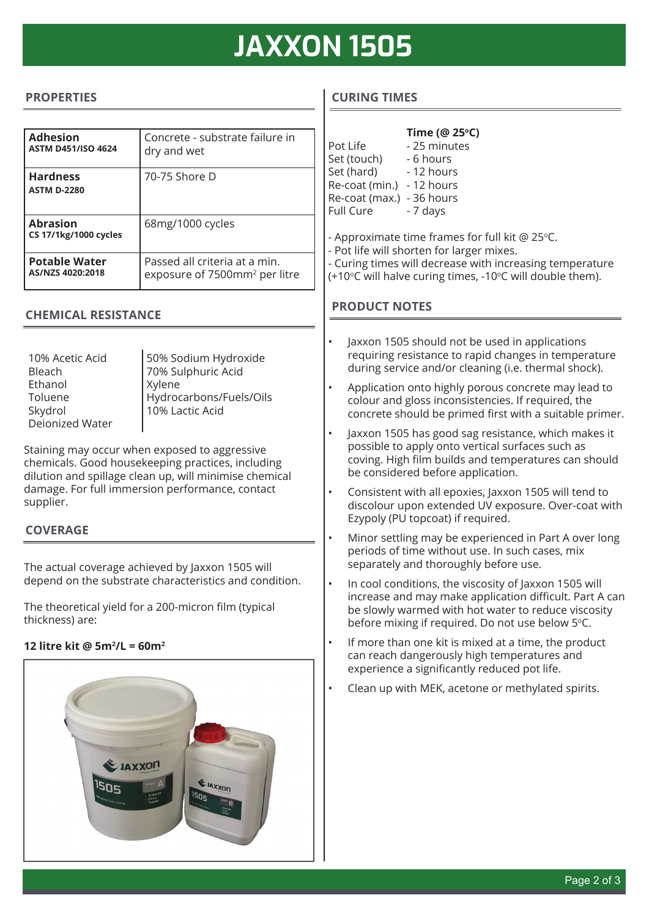# JAXXON 1505

## PROPERTIES

| Property | Value |
|---|---|
| **Adhesion** **ASTM D451/ISO 4624** | Concrete - substrate failure in dry and wet |
| **Hardness** **ASTM D-2280** | 70-75 Shore D |
| **Abrasion** **CS 17/1kg/1000 cycles** | 68mg/1000 cycles |
| **Potable Water** **AS/NZS 4020:2018** | Passed all criteria at a min. exposure of 7500mm² per litre |

## CHEMICAL RESISTANCE

| | |
|---|---|
| 10% Acetic Acid | 50% Sodium Hydroxide |
| Bleach | 70% Sulphuric Acid |
| Ethanol | Xylene |
| Toluene | Hydrocarbons/Fuels/Oils |
| Skydrol | 10% Lactic Acid |
| Deionized Water | |

Staining may occur when exposed to aggressive chemicals. Good housekeeping practices, including dilution and spillage clean up, will minimise chemical damage. For full immersion performance, contact supplier.

## COVERAGE

The actual coverage achieved by Jaxxon 1505 will depend on the substrate characteristics and condition.

The theoretical yield for a 200-micron film (typical thickness) are:

**12 litre kit @ 5m²/L = 60m²**

## CURING TIMES

| | **Time (@ 25°C)** |
|---|---|
| Pot Life | - 25 minutes |
| Set (touch) | - 6 hours |
| Set (hard) | - 12 hours |
| Re-coat (min.) | - 12 hours |
| Re-coat (max.) | - 36 hours |
| Full Cure | - 7 days |

- Approximate time frames for full kit @ 25°C.
- Pot life will shorten for larger mixes.
- Curing times will decrease with increasing temperature (+10°C will halve curing times, -10°C will double them).

## PRODUCT NOTES

- Jaxxon 1505 should not be used in applications requiring resistance to rapid changes in temperature during service and/or cleaning (i.e. thermal shock).
- Application onto highly porous concrete may lead to colour and gloss inconsistencies. If required, the concrete should be primed first with a suitable primer.
- Jaxxon 1505 has good sag resistance, which makes it possible to apply onto vertical surfaces such as coving. High film builds and temperatures can should be considered before application.
- Consistent with all epoxies, Jaxxon 1505 will tend to discolour upon extended UV exposure. Over-coat with Ezypoly (PU topcoat) if required.
- Minor settling may be experienced in Part A over long periods of time without use. In such cases, mix separately and thoroughly before use.
- In cool conditions, the viscosity of Jaxxon 1505 will increase and may make application difficult. Part A can be slowly warmed with hot water to reduce viscosity before mixing if required. Do not use below 5°C.
- If more than one kit is mixed at a time, the product can reach dangerously high temperatures and experience a significantly reduced pot life.
- Clean up with MEK, acetone or methylated spirits.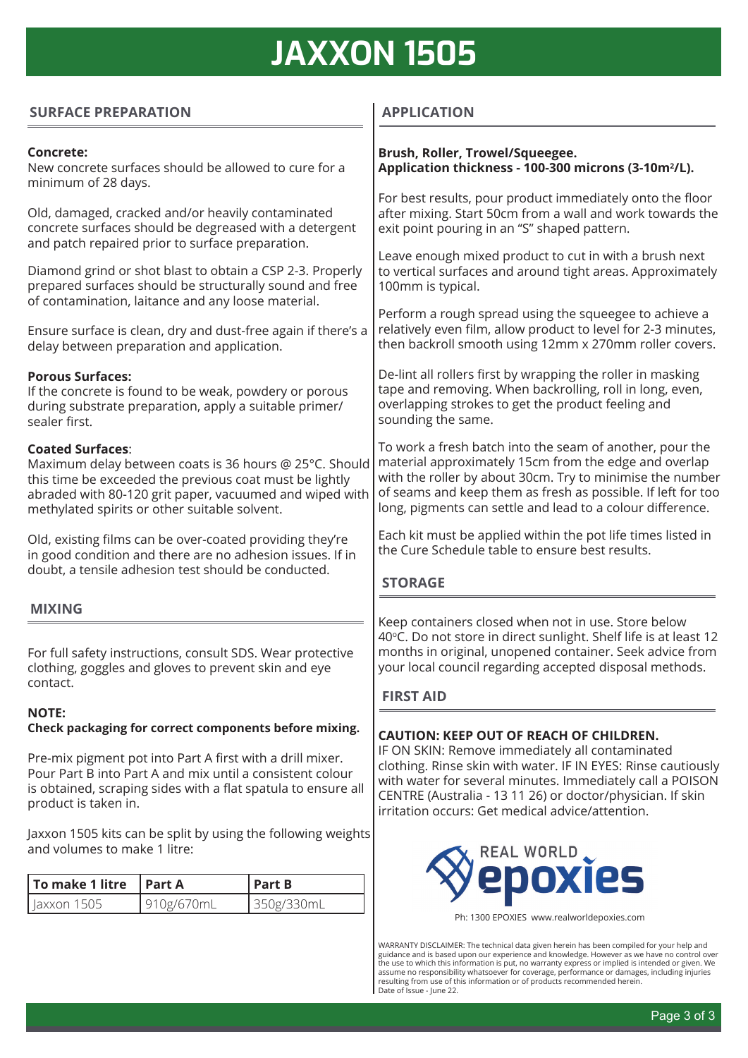# JAXXON 1505

## SURFACE PREPARATION

**Concrete:**
New concrete surfaces should be allowed to cure for a minimum of 28 days.

Old, damaged, cracked and/or heavily contaminated concrete surfaces should be degreased with a detergent and patch repaired prior to surface preparation.

Diamond grind or shot blast to obtain a CSP 2-3. Properly prepared surfaces should be structurally sound and free of contamination, laitance and any loose material.

Ensure surface is clean, dry and dust-free again if there's a delay between preparation and application.

**Porous Surfaces:**
If the concrete is found to be weak, powdery or porous during substrate preparation, apply a suitable primer/ sealer first.

**Coated Surfaces**:
Maximum delay between coats is 36 hours @ 25°C. Should this time be exceeded the previous coat must be lightly abraded with 80-120 grit paper, vacuumed and wiped with methylated spirits or other suitable solvent.

Old, existing films can be over-coated providing they're in good condition and there are no adhesion issues. If in doubt, a tensile adhesion test should be conducted.

## MIXING

For full safety instructions, consult SDS. Wear protective clothing, goggles and gloves to prevent skin and eye contact.

**NOTE:**
**Check packaging for correct components before mixing.**

Pre-mix pigment pot into Part A first with a drill mixer. Pour Part B into Part A and mix until a consistent colour is obtained, scraping sides with a flat spatula to ensure all product is taken in.

Jaxxon 1505 kits can be split by using the following weights and volumes to make 1 litre:

| To make 1 litre | Part A | Part B |
|---|---|---|
| Jaxxon 1505 | 910g/670mL | 350g/330mL |

## APPLICATION

**Brush, Roller, Trowel/Squeegee.**
**Application thickness - 100-300 microns (3-10m²/L).**

For best results, pour product immediately onto the floor after mixing. Start 50cm from a wall and work towards the exit point pouring in an "S" shaped pattern.

Leave enough mixed product to cut in with a brush next to vertical surfaces and around tight areas. Approximately 100mm is typical.

Perform a rough spread using the squeegee to achieve a relatively even film, allow product to level for 2-3 minutes, then backroll smooth using 12mm x 270mm roller covers.

De-lint all rollers first by wrapping the roller in masking tape and removing. When backrolling, roll in long, even, overlapping strokes to get the product feeling and sounding the same.

To work a fresh batch into the seam of another, pour the material approximately 15cm from the edge and overlap with the roller by about 30cm. Try to minimise the number of seams and keep them as fresh as possible. If left for too long, pigments can settle and lead to a colour difference.

Each kit must be applied within the pot life times listed in the Cure Schedule table to ensure best results.

## STORAGE

Keep containers closed when not in use. Store below 40°C. Do not store in direct sunlight. Shelf life is at least 12 months in original, unopened container. Seek advice from your local council regarding accepted disposal methods.

## FIRST AID

**CAUTION: KEEP OUT OF REACH OF CHILDREN.**
IF ON SKIN: Remove immediately all contaminated clothing. Rinse skin with water. IF IN EYES: Rinse cautiously with water for several minutes. Immediately call a POISON CENTRE (Australia - 13 11 26) or doctor/physician. If skin irritation occurs: Get medical advice/attention.

REAL WORLD epoxies

Ph: 1300 EPOXIES www.realworldepoxies.com

WARRANTY DISCLAIMER: The technical data given herein has been compiled for your help and guidance and is based upon our experience and knowledge. However as we have no control over the use to which this information is put, no warranty express or implied is intended or given. We assume no responsibility whatsoever for coverage, performance or damages, including injuries resulting from use of this information or of products recommended herein.
Date of Issue - June 22.